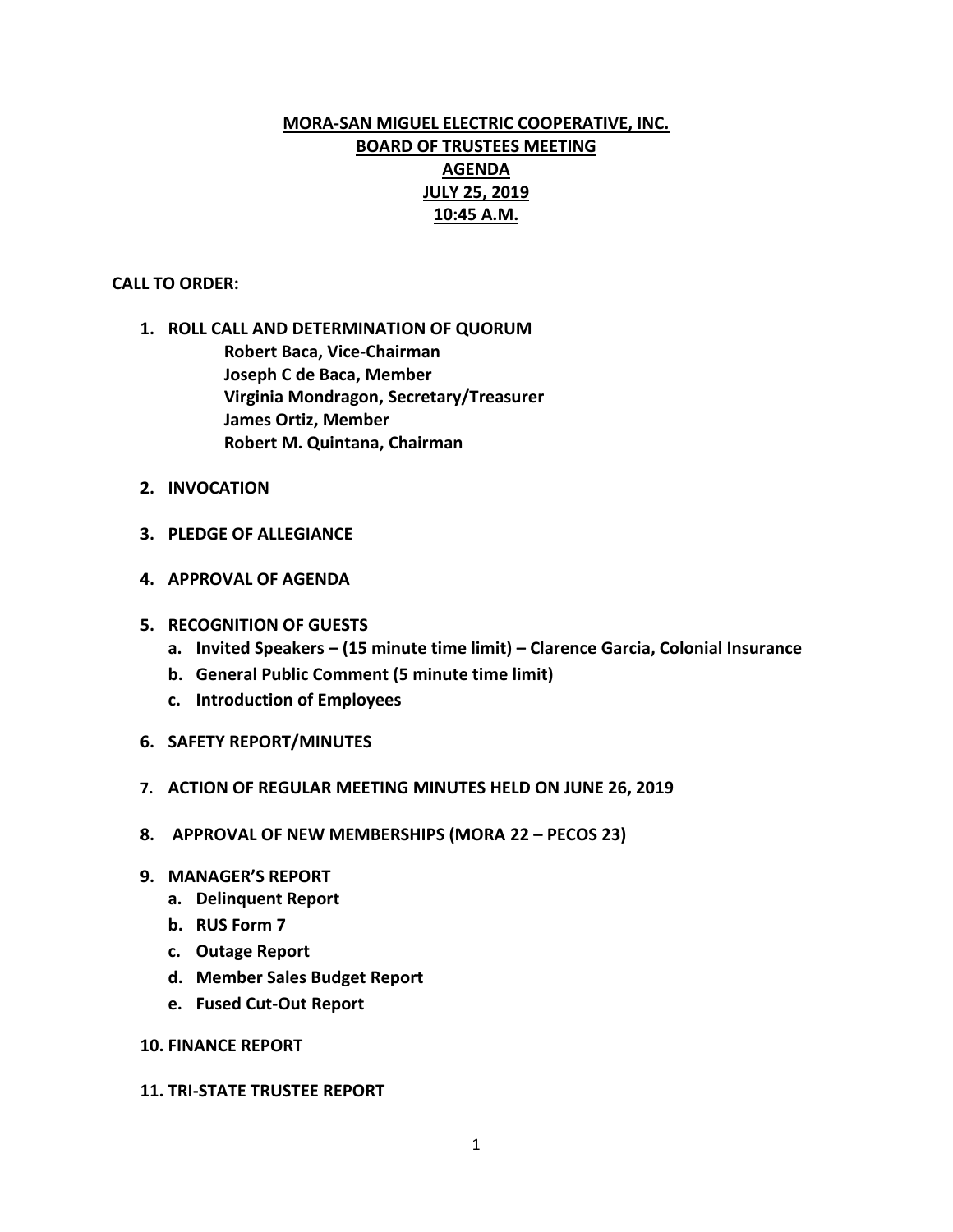# MORA-SAN MIGUEL ELECTRIC COOPERATIVE, INC.
## BOARD OF TRUSTEES MEETING
## AGENDA
## JULY 25, 2019
## 10:45 A.M.

**CALL TO ORDER:**

1. **ROLL CALL AND DETERMINATION OF QUORUM**
   - **Robert Baca, Vice-Chairman**
   - **Joseph C de Baca, Member**
   - **Virginia Mondragon, Secretary/Treasurer**
   - **James Ortiz, Member**
   - **Robert M. Quintana, Chairman**

2. **INVOCATION**

3. **PLEDGE OF ALLEGIANCE**

4. **APPROVAL OF AGENDA**

5. **RECOGNITION OF GUESTS**
   - a. **Invited Speakers – (15 minute time limit) – Clarence Garcia, Colonial Insurance**
   - b. **General Public Comment (5 minute time limit)**
   - c. **Introduction of Employees**

6. **SAFETY REPORT/MINUTES**

7. **ACTION OF REGULAR MEETING MINUTES HELD ON JUNE 26, 2019**

8. **APPROVAL OF NEW MEMBERSHIPS (MORA 22 – PECOS 23)**

9. **MANAGER'S REPORT**
   - a. **Delinquent Report**
   - b. **RUS Form 7**
   - c. **Outage Report**
   - d. **Member Sales Budget Report**
   - e. **Fused Cut-Out Report**

10. **FINANCE REPORT**

11. **TRI-STATE TRUSTEE REPORT**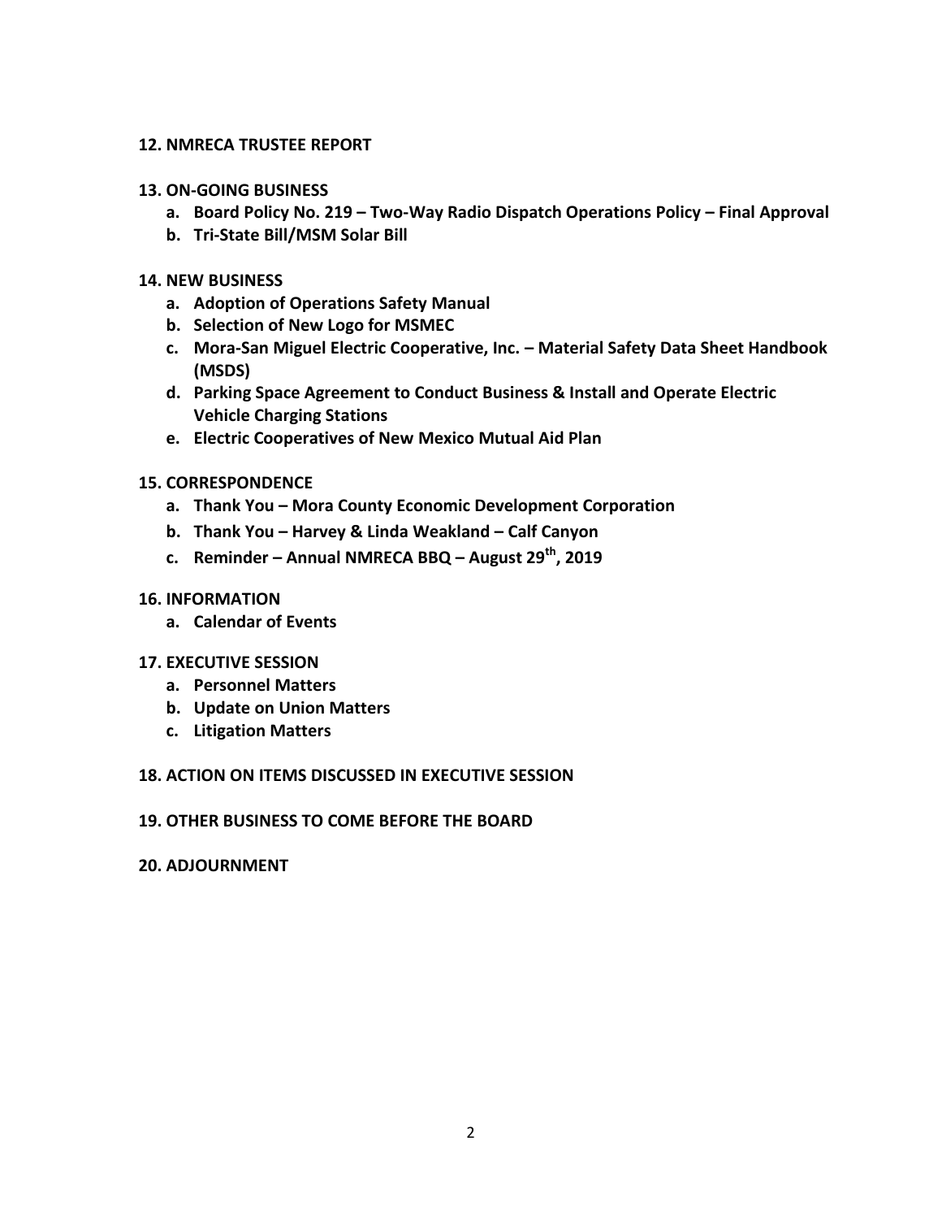**12. NMRECA TRUSTEE REPORT**

**13. ON-GOING BUSINESS**

- **a. Board Policy No. 219 – Two-Way Radio Dispatch Operations Policy – Final Approval**
- **b. Tri-State Bill/MSM Solar Bill**

**14. NEW BUSINESS**

- **a. Adoption of Operations Safety Manual**
- **b. Selection of New Logo for MSMEC**
- **c. Mora-San Miguel Electric Cooperative, Inc. – Material Safety Data Sheet Handbook (MSDS)**
- **d. Parking Space Agreement to Conduct Business & Install and Operate Electric Vehicle Charging Stations**
- **e. Electric Cooperatives of New Mexico Mutual Aid Plan**

**15. CORRESPONDENCE**

- **a. Thank You – Mora County Economic Development Corporation**
- **b. Thank You – Harvey & Linda Weakland – Calf Canyon**
- **c. Reminder – Annual NMRECA BBQ – August 29th, 2019**

**16. INFORMATION**

- **a. Calendar of Events**

**17. EXECUTIVE SESSION**

- **a. Personnel Matters**
- **b. Update on Union Matters**
- **c. Litigation Matters**

**18. ACTION ON ITEMS DISCUSSED IN EXECUTIVE SESSION**

**19. OTHER BUSINESS TO COME BEFORE THE BOARD**

**20. ADJOURNMENT**